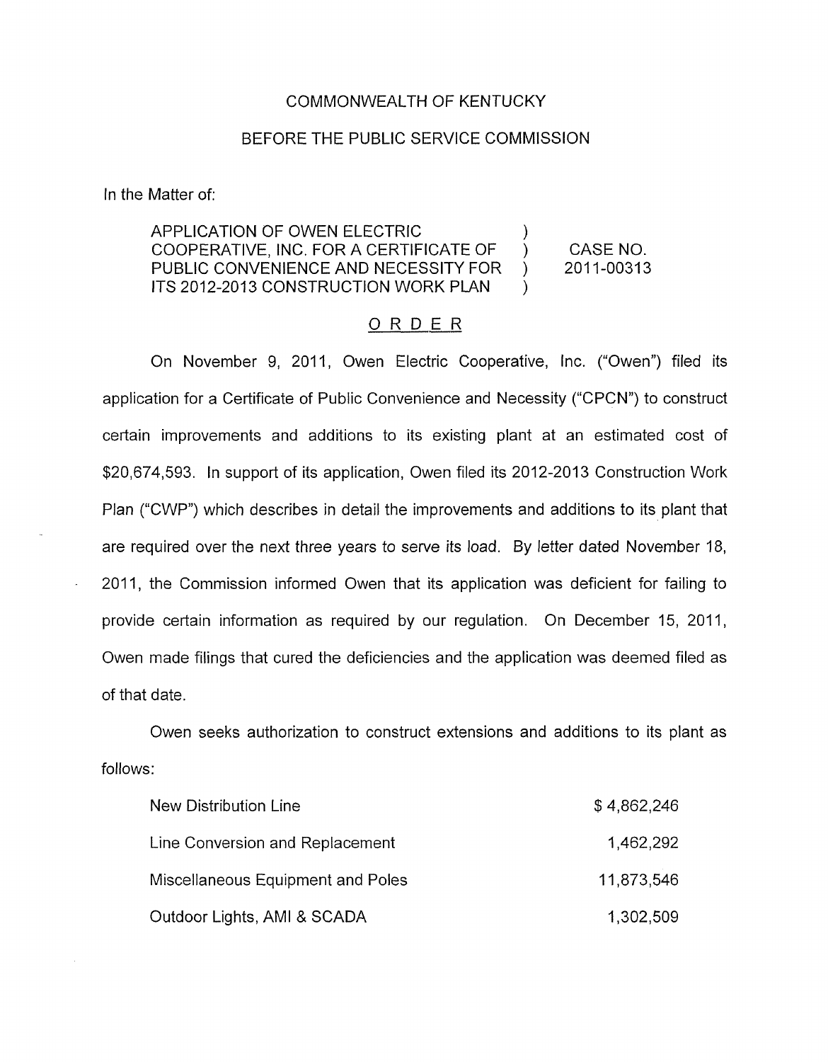COMMONWEALTH OF KENTUCKY

BEFORE THE PUBLIC SERVICE COMMISSION

In the Matter of:

| | | |
|---|---|---|
| APPLICATION OF OWEN ELECTRIC COOPERATIVE, INC. FOR A CERTIFICATE OF PUBLIC CONVENIENCE AND NECESSITY FOR ITS 2012-2013 CONSTRUCTION WORK PLAN | ) ) ) ) | CASE NO. 2011-00313 |

## ORDER

On November 9, 2011, Owen Electric Cooperative, Inc. ("Owen") filed its application for a Certificate of Public Convenience and Necessity ("CPCN") to construct certain improvements and additions to its existing plant at an estimated cost of $20,674,593. In support of its application, Owen filed its 2012-2013 Construction Work Plan ("CWP") which describes in detail the improvements and additions to its plant that are required over the next three years to serve its load. By letter dated November 18, 2011, the Commission informed Owen that its application was deficient for failing to provide certain information as required by our regulation. On December 15, 2011, Owen made filings that cured the deficiencies and the application was deemed filed as of that date.

Owen seeks authorization to construct extensions and additions to its plant as follows:

| | |
|---|---|
| New Distribution Line | $ 4,862,246 |
| Line Conversion and Replacement | 1,462,292 |
| Miscellaneous Equipment and Poles | 11,873,546 |
| Outdoor Lights, AMI & SCADA | 1,302,509 |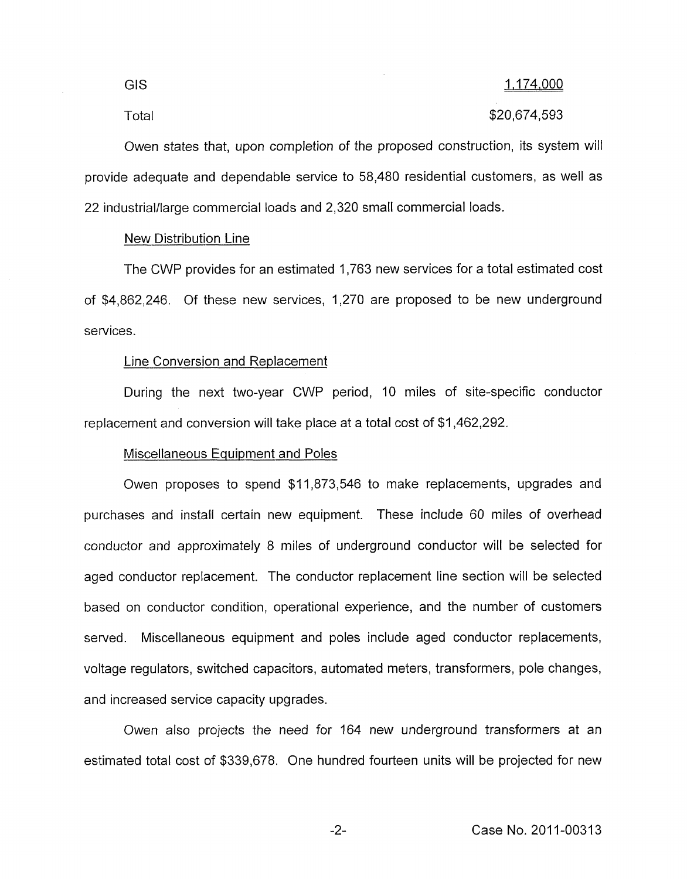| | |
|---|---|
| GIS | 1,174,000 |
| Total | $20,674,593 |

Owen states that, upon completion of the proposed construction, its system will provide adequate and dependable service to 58,480 residential customers, as well as 22 industrial/large commercial loads and 2,320 small commercial loads.

New Distribution Line

The CWP provides for an estimated 1,763 new services for a total estimated cost of $4,862,246. Of these new services, 1,270 are proposed to be new underground services.

Line Conversion and Replacement

During the next two-year CWP period, 10 miles of site-specific conductor replacement and conversion will take place at a total cost of $1,462,292.

Miscellaneous Equipment and Poles

Owen proposes to spend $11,873,546 to make replacements, upgrades and purchases and install certain new equipment. These include 60 miles of overhead conductor and approximately 8 miles of underground conductor will be selected for aged conductor replacement. The conductor replacement line section will be selected based on conductor condition, operational experience, and the number of customers served. Miscellaneous equipment and poles include aged conductor replacements, voltage regulators, switched capacitors, automated meters, transformers, pole changes, and increased service capacity upgrades.

Owen also projects the need for 164 new underground transformers at an estimated total cost of $339,678. One hundred fourteen units will be projected for new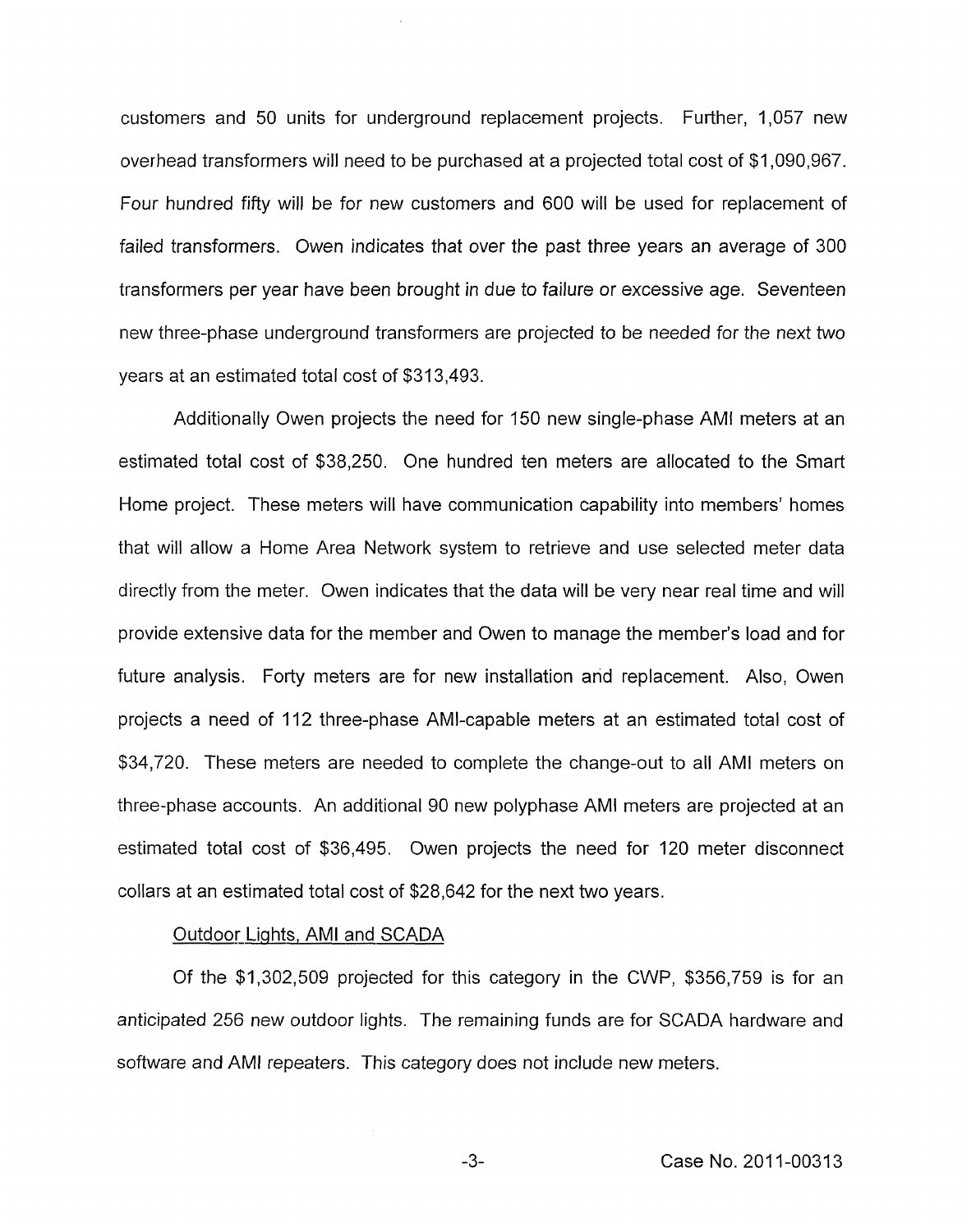customers and 50 units for underground replacement projects. Further, 1,057 new overhead transformers will need to be purchased at a projected total cost of $1,090,967. Four hundred fifty will be for new customers and 600 will be used for replacement of failed transformers. Owen indicates that over the past three years an average of 300 transformers per year have been brought in due to failure or excessive age. Seventeen new three-phase underground transformers are projected to be needed for the next two years at an estimated total cost of $313,493.

Additionally Owen projects the need for 150 new single-phase AMI meters at an estimated total cost of $38,250. One hundred ten meters are allocated to the Smart Home project. These meters will have communication capability into members' homes that will allow a Home Area Network system to retrieve and use selected meter data directly from the meter. Owen indicates that the data will be very near real time and will provide extensive data for the member and Owen to manage the member's load and for future analysis. Forty meters are for new installation and replacement. Also, Owen projects a need of 112 three-phase AMI-capable meters at an estimated total cost of $34,720. These meters are needed to complete the change-out to all AMI meters on three-phase accounts. An additional 90 new polyphase AMI meters are projected at an estimated total cost of $36,495. Owen projects the need for 120 meter disconnect collars at an estimated total cost of $28,642 for the next two years.

Outdoor Lights, AMI and SCADA

Of the $1,302,509 projected for this category in the CWP, $356,759 is for an anticipated 256 new outdoor lights. The remaining funds are for SCADA hardware and software and AMI repeaters. This category does not include new meters.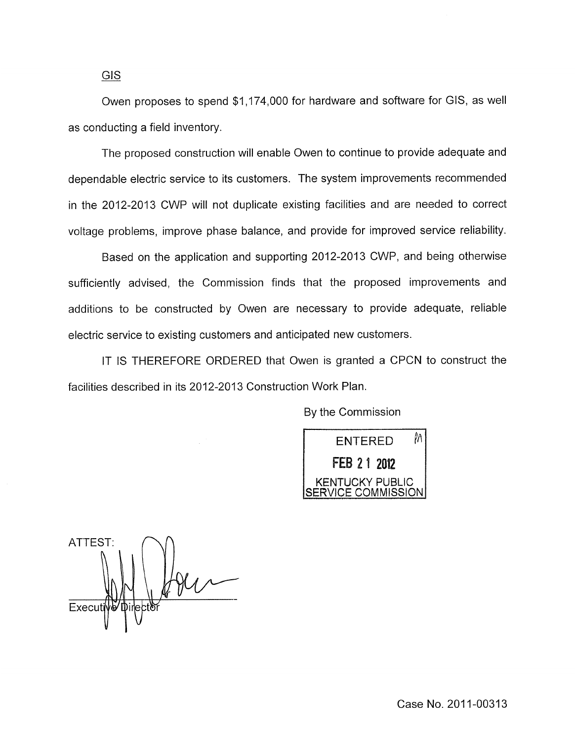GIS

Owen proposes to spend $1,174,000 for hardware and software for GIS, as well as conducting a field inventory.

The proposed construction will enable Owen to continue to provide adequate and dependable electric service to its customers. The system improvements recommended in the 2012-2013 CWP will not duplicate existing facilities and are needed to correct voltage problems, improve phase balance, and provide for improved service reliability.

Based on the application and supporting 2012-2013 CWP, and being otherwise sufficiently advised, the Commission finds that the proposed improvements and additions to be constructed by Owen are necessary to provide adequate, reliable electric service to existing customers and anticipated new customers.

IT IS THEREFORE ORDERED that Owen is granted a CPCN to construct the facilities described in its 2012-2013 Construction Work Plan.

By the Commission

ENTERED
FEB 21 2012
KENTUCKY PUBLIC SERVICE COMMISSION

ATTEST:

Executive Director

Case No. 2011-00313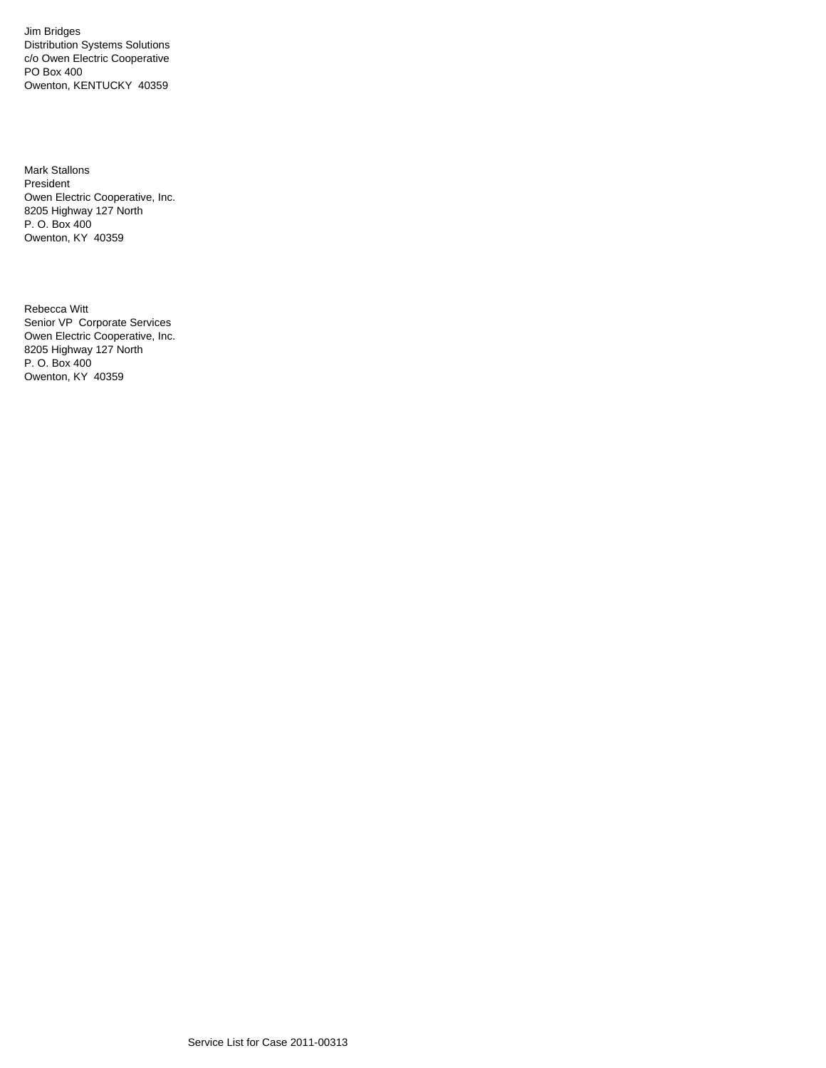Jim Bridges
Distribution Systems Solutions
c/o Owen Electric Cooperative
PO Box 400
Owenton, KENTUCKY  40359

Mark Stallons
President
Owen Electric Cooperative, Inc.
8205 Highway 127 North
P. O. Box 400
Owenton, KY  40359

Rebecca Witt
Senior VP  Corporate Services
Owen Electric Cooperative, Inc.
8205 Highway 127 North
P. O. Box 400
Owenton, KY  40359

Service List for Case 2011-00313